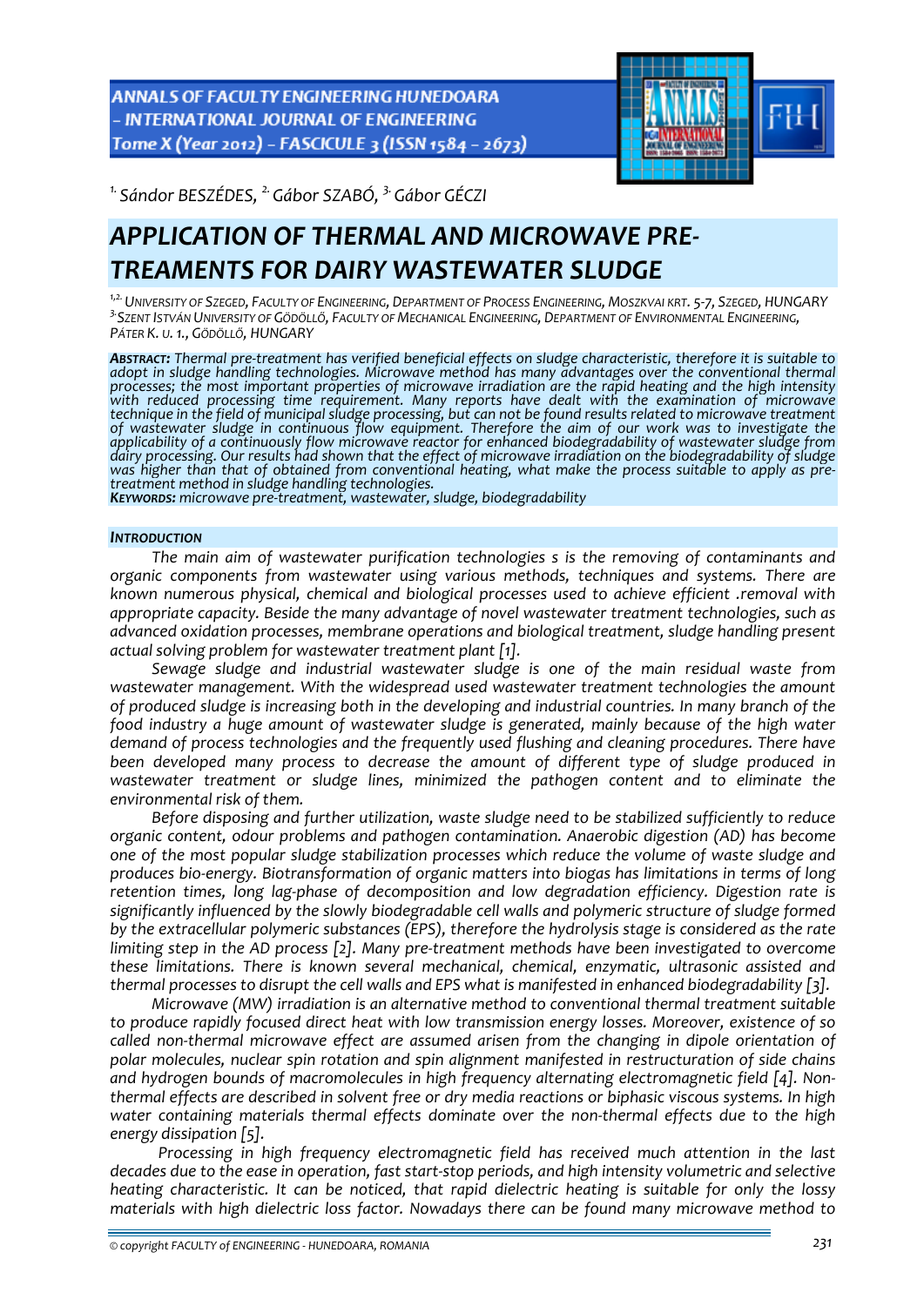[1.] Sándor BESZÉDES, [2.] Gábor SZABÓ, [3.] Gábor GÉCZI

# APPLICATION OF THERMAL AND MICROWAVE PRE-TREAMENTS FOR DAIRY WASTEWATER SLUDGE

[1,2.] UNIVERSITY OF SZEGED, FACULTY OF ENGINEERING, DEPARTMENT OF PROCESS ENGINEERING, MOSZKVAI KRT. 5-7, SZEGED, HUNGARY
[3.] SZENT ISTVÁN UNIVERSITY OF GÖDÖLLŐ, FACULTY OF MECHANICAL ENGINEERING, DEPARTMENT OF ENVIRONMENTAL ENGINEERING, PÁTER K. U. 1., GÖDÖLLŐ, HUNGARY

***ABSTRACT:*** *Thermal pre-treatment has verified beneficial effects on sludge characteristic, therefore it is suitable to adopt in sludge handling technologies. Microwave method has many advantages over the conventional thermal processes; the most important properties of microwave irradiation are the rapid heating and the high intensity with reduced processing time requirement. Many reports have dealt with the examination of microwave technique in the field of municipal sludge processing, but can not be found results related to microwave treatment of wastewater sludge in continuous flow equipment. Therefore the aim of our work was to investigate the applicability of a continuously flow microwave reactor for enhanced biodegradability of wastewater sludge from dairy processing. Our results had shown that the effect of microwave irradiation on the biodegradability of sludge was higher than that of obtained from conventional heating, what make the process suitable to apply as pre-treatment method in sludge handling technologies.*
***KEYWORDS:*** *microwave pre-treatment, wastewater, sludge, biodegradability*

## INTRODUCTION

*The main aim of wastewater purification technologies s is the removing of contaminants and organic components from wastewater using various methods, techniques and systems. There are known numerous physical, chemical and biological processes used to achieve efficient .removal with appropriate capacity. Beside the many advantage of novel wastewater treatment technologies, such as advanced oxidation processes, membrane operations and biological treatment, sludge handling present actual solving problem for wastewater treatment plant [1].*

*Sewage sludge and industrial wastewater sludge is one of the main residual waste from wastewater management. With the widespread used wastewater treatment technologies the amount of produced sludge is increasing both in the developing and industrial countries. In many branch of the food industry a huge amount of wastewater sludge is generated, mainly because of the high water demand of process technologies and the frequently used flushing and cleaning procedures. There have been developed many process to decrease the amount of different type of sludge produced in wastewater treatment or sludge lines, minimized the pathogen content and to eliminate the environmental risk of them.*

*Before disposing and further utilization, waste sludge need to be stabilized sufficiently to reduce organic content, odour problems and pathogen contamination. Anaerobic digestion (AD) has become one of the most popular sludge stabilization processes which reduce the volume of waste sludge and produces bio-energy. Biotransformation of organic matters into biogas has limitations in terms of long retention times, long lag-phase of decomposition and low degradation efficiency. Digestion rate is significantly influenced by the slowly biodegradable cell walls and polymeric structure of sludge formed by the extracellular polymeric substances (EPS), therefore the hydrolysis stage is considered as the rate limiting step in the AD process [2]. Many pre-treatment methods have been investigated to overcome these limitations. There is known several mechanical, chemical, enzymatic, ultrasonic assisted and thermal processes to disrupt the cell walls and EPS what is manifested in enhanced biodegradability [3].*

*Microwave (MW) irradiation is an alternative method to conventional thermal treatment suitable to produce rapidly focused direct heat with low transmission energy losses. Moreover, existence of so called non-thermal microwave effect are assumed arisen from the changing in dipole orientation of polar molecules, nuclear spin rotation and spin alignment manifested in restructuration of side chains and hydrogen bounds of macromolecules in high frequency alternating electromagnetic field [4]. Non-thermal effects are described in solvent free or dry media reactions or biphasic viscous systems. In high water containing materials thermal effects dominate over the non-thermal effects due to the high energy dissipation [5].*

*Processing in high frequency electromagnetic field has received much attention in the last decades due to the ease in operation, fast start-stop periods, and high intensity volumetric and selective heating characteristic. It can be noticed, that rapid dielectric heating is suitable for only the lossy materials with high dielectric loss factor. Nowadays there can be found many microwave method to*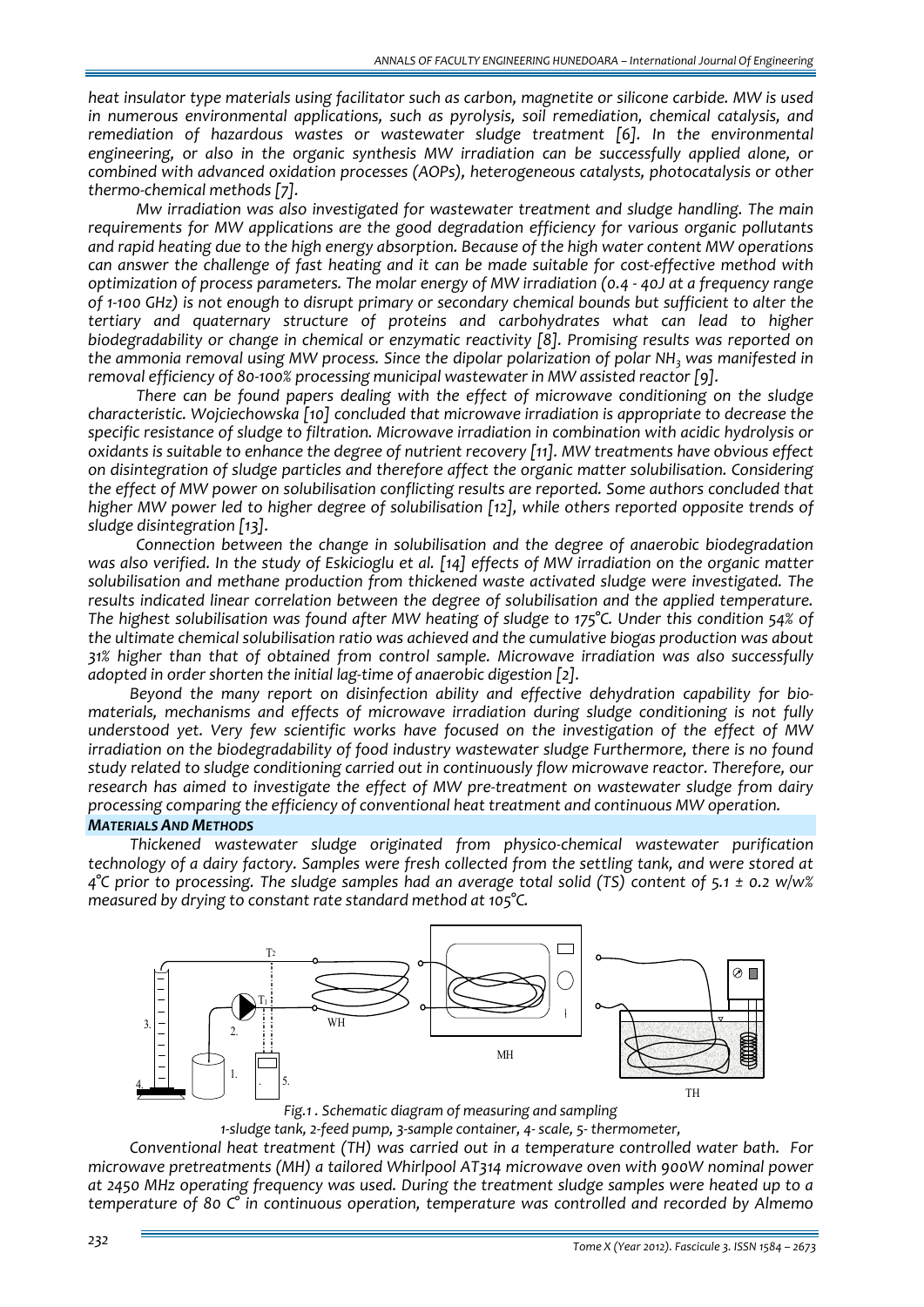*heat insulator type materials using facilitator such as carbon, magnetite or silicone carbide. MW is used in numerous environmental applications, such as pyrolysis, soil remediation, chemical catalysis, and remediation of hazardous wastes or wastewater sludge treatment [6]. In the environmental engineering, or also in the organic synthesis MW irradiation can be successfully applied alone, or combined with advanced oxidation processes (AOPs), heterogeneous catalysts, photocatalysis or other thermo-chemical methods [7].*

*Mw irradiation was also investigated for wastewater treatment and sludge handling. The main requirements for MW applications are the good degradation efficiency for various organic pollutants and rapid heating due to the high energy absorption. Because of the high water content MW operations can answer the challenge of fast heating and it can be made suitable for cost-effective method with optimization of process parameters. The molar energy of MW irradiation (0.4 - 40J at a frequency range of 1-100 GHz) is not enough to disrupt primary or secondary chemical bounds but sufficient to alter the tertiary and quaternary structure of proteins and carbohydrates what can lead to higher biodegradability or change in chemical or enzymatic reactivity [8]. Promising results was reported on the ammonia removal using MW process. Since the dipolar polarization of polar $NH_3$ was manifested in removal efficiency of 80-100% processing municipal wastewater in MW assisted reactor [9].*

*There can be found papers dealing with the effect of microwave conditioning on the sludge characteristic. Wojciechowska [10] concluded that microwave irradiation is appropriate to decrease the specific resistance of sludge to filtration. Microwave irradiation in combination with acidic hydrolysis or oxidants is suitable to enhance the degree of nutrient recovery [11]. MW treatments have obvious effect on disintegration of sludge particles and therefore affect the organic matter solubilisation. Considering the effect of MW power on solubilisation conflicting results are reported. Some authors concluded that higher MW power led to higher degree of solubilisation [12], while others reported opposite trends of sludge disintegration [13].*

*Connection between the change in solubilisation and the degree of anaerobic biodegradation was also verified. In the study of Eskicioglu et al. [14] effects of MW irradiation on the organic matter solubilisation and methane production from thickened waste activated sludge were investigated. The results indicated linear correlation between the degree of solubilisation and the applied temperature. The highest solubilisation was found after MW heating of sludge to 175°C. Under this condition 54% of the ultimate chemical solubilisation ratio was achieved and the cumulative biogas production was about 31% higher than that of obtained from control sample. Microwave irradiation was also successfully adopted in order shorten the initial lag-time of anaerobic digestion [2].*

*Beyond the many report on disinfection ability and effective dehydration capability for bio-materials, mechanisms and effects of microwave irradiation during sludge conditioning is not fully understood yet. Very few scientific works have focused on the investigation of the effect of MW irradiation on the biodegradability of food industry wastewater sludge Furthermore, there is no found study related to sludge conditioning carried out in continuously flow microwave reactor. Therefore, our research has aimed to investigate the effect of MW pre-treatment on wastewater sludge from dairy processing comparing the efficiency of conventional heat treatment and continuous MW operation.*

## *MATERIALS AND METHODS*

*Thickened wastewater sludge originated from physico-chemical wastewater purification technology of a dairy factory. Samples were fresh collected from the settling tank, and were stored at 4°C prior to processing. The sludge samples had an average total solid (TS) content of 5.1 ± 0.2 w/w% measured by drying to constant rate standard method at 105°C.*

*Fig.1 . Schematic diagram of measuring and sampling*
*1-sludge tank, 2-feed pump, 3-sample container, 4- scale, 5- thermometer,*

*Conventional heat treatment (TH) was carried out in a temperature controlled water bath. For microwave pretreatments (MH) a tailored Whirlpool AT314 microwave oven with 900W nominal power at 2450 MHz operating frequency was used. During the treatment sludge samples were heated up to a temperature of 80 C° in continuous operation, temperature was controlled and recorded by Almemo*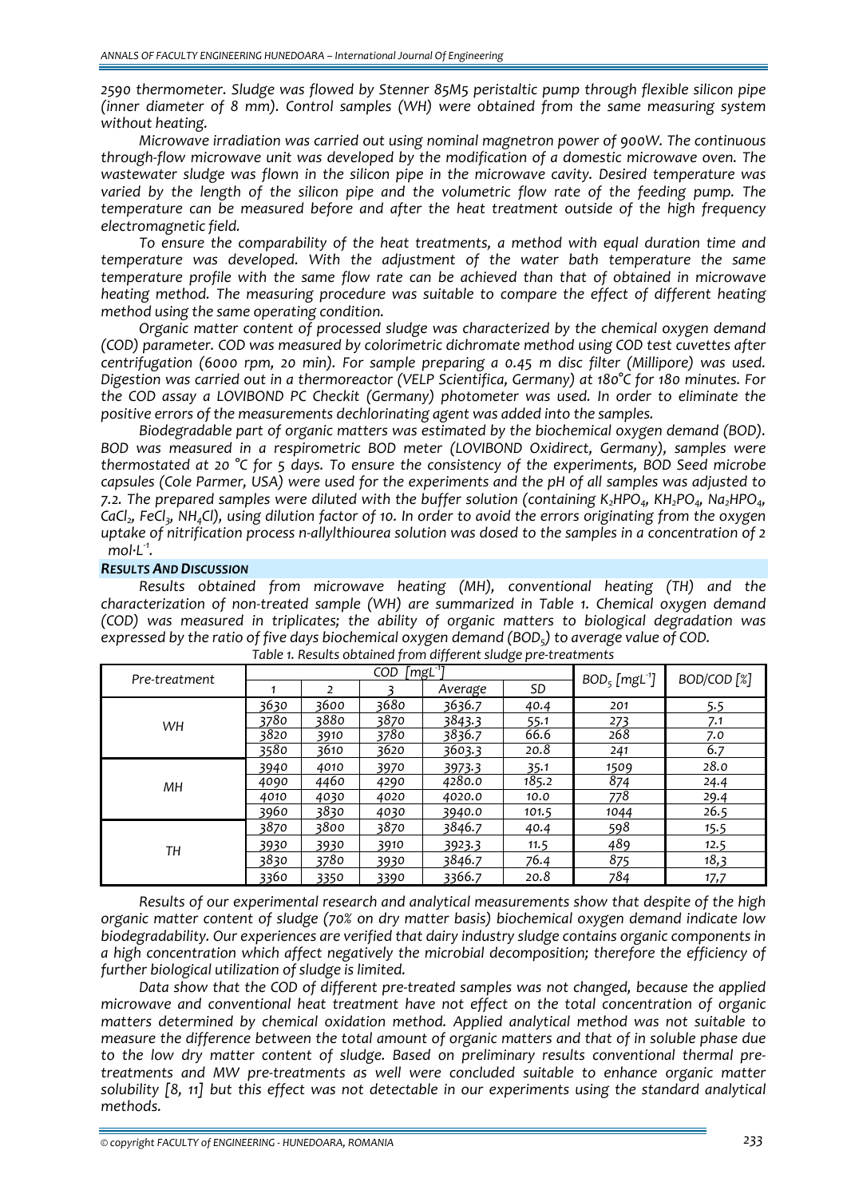2590 thermometer. Sludge was flowed by Stenner 85M5 peristaltic pump through flexible silicon pipe (inner diameter of 8 mm). Control samples (WH) were obtained from the same measuring system without heating.

Microwave irradiation was carried out using nominal magnetron power of 900W. The continuous through-flow microwave unit was developed by the modification of a domestic microwave oven. The wastewater sludge was flown in the silicon pipe in the microwave cavity. Desired temperature was varied by the length of the silicon pipe and the volumetric flow rate of the feeding pump. The temperature can be measured before and after the heat treatment outside of the high frequency electromagnetic field.

To ensure the comparability of the heat treatments, a method with equal duration time and temperature was developed. With the adjustment of the water bath temperature the same temperature profile with the same flow rate can be achieved than that of obtained in microwave heating method. The measuring procedure was suitable to compare the effect of different heating method using the same operating condition.

Organic matter content of processed sludge was characterized by the chemical oxygen demand (COD) parameter. COD was measured by colorimetric dichromate method using COD test cuvettes after centrifugation (6000 rpm, 20 min). For sample preparing a 0.45 m disc filter (Millipore) was used. Digestion was carried out in a thermoreactor (VELP Scientifica, Germany) at 180°C for 180 minutes. For the COD assay a LOVIBOND PC Checkit (Germany) photometer was used. In order to eliminate the positive errors of the measurements dechlorinating agent was added into the samples.

Biodegradable part of organic matters was estimated by the biochemical oxygen demand (BOD). BOD was measured in a respirometric BOD meter (LOVIBOND Oxidirect, Germany), samples were thermostated at 20 °C for 5 days. To ensure the consistency of the experiments, BOD Seed microbe capsules (Cole Parmer, USA) were used for the experiments and the pH of all samples was adjusted to 7.2. The prepared samples were diluted with the buffer solution (containing $K_2HPO_4$, $KH_2PO_4$, $Na_2HPO_4$, $CaCl_2$, $FeCl_3$, $NH_4Cl$), using dilution factor of 10. In order to avoid the errors originating from the oxygen uptake of nitrification process n-allylthiourea solution was dosed to the samples in a concentration of 2 $mol{\cdot}L^{-1}$.

### RESULTS AND DISCUSSION

Results obtained from microwave heating (MH), conventional heating (TH) and the characterization of non-treated sample (WH) are summarized in Table 1. Chemical oxygen demand (COD) was measured in triplicates; the ability of organic matters to biological degradation was expressed by the ratio of five days biochemical oxygen demand ($BOD_5$) to average value of COD.

Table 1. Results obtained from different sludge pre-treatments

| Pre-treatment | COD [$mgL^{-1}$] | | | | | $BOD_5$ [$mgL^{-1}$] | BOD/COD [%] |
|---|---|---|---|---|---|---|---|
| | 1 | 2 | 3 | Average | SD | | |
| WH | 3630 | 3600 | 3680 | 3636.7 | 40.4 | 201 | 5.5 |
| | 3780 | 3880 | 3870 | 3843.3 | 55.1 | 273 | 7.1 |
| | 3820 | 3910 | 3780 | 3836.7 | 66.6 | 268 | 7.0 |
| | 3580 | 3610 | 3620 | 3603.3 | 20.8 | 241 | 6.7 |
| MH | 3940 | 4010 | 3970 | 3973.3 | 35.1 | 1509 | 28.0 |
| | 4090 | 4460 | 4290 | 4280.0 | 185.2 | 874 | 24.4 |
| | 4010 | 4030 | 4020 | 4020.0 | 10.0 | 778 | 29.4 |
| | 3960 | 3830 | 4030 | 3940.0 | 101.5 | 1044 | 26.5 |
| TH | 3870 | 3800 | 3870 | 3846.7 | 40.4 | 598 | 15.5 |
| | 3930 | 3930 | 3910 | 3923.3 | 11.5 | 489 | 12.5 |
| | 3830 | 3780 | 3930 | 3846.7 | 76.4 | 875 | 18,3 |
| | 3360 | 3350 | 3390 | 3366.7 | 20.8 | 784 | 17,7 |

Results of our experimental research and analytical measurements show that despite of the high organic matter content of sludge (70% on dry matter basis) biochemical oxygen demand indicate low biodegradability. Our experiences are verified that dairy industry sludge contains organic components in a high concentration which affect negatively the microbial decomposition; therefore the efficiency of further biological utilization of sludge is limited.

Data show that the COD of different pre-treated samples was not changed, because the applied microwave and conventional heat treatment have not effect on the total concentration of organic matters determined by chemical oxidation method. Applied analytical method was not suitable to measure the difference between the total amount of organic matters and that of in soluble phase due to the low dry matter content of sludge. Based on preliminary results conventional thermal pre-treatments and MW pre-treatments as well were concluded suitable to enhance organic matter solubility [8, 11] but this effect was not detectable in our experiments using the standard analytical methods.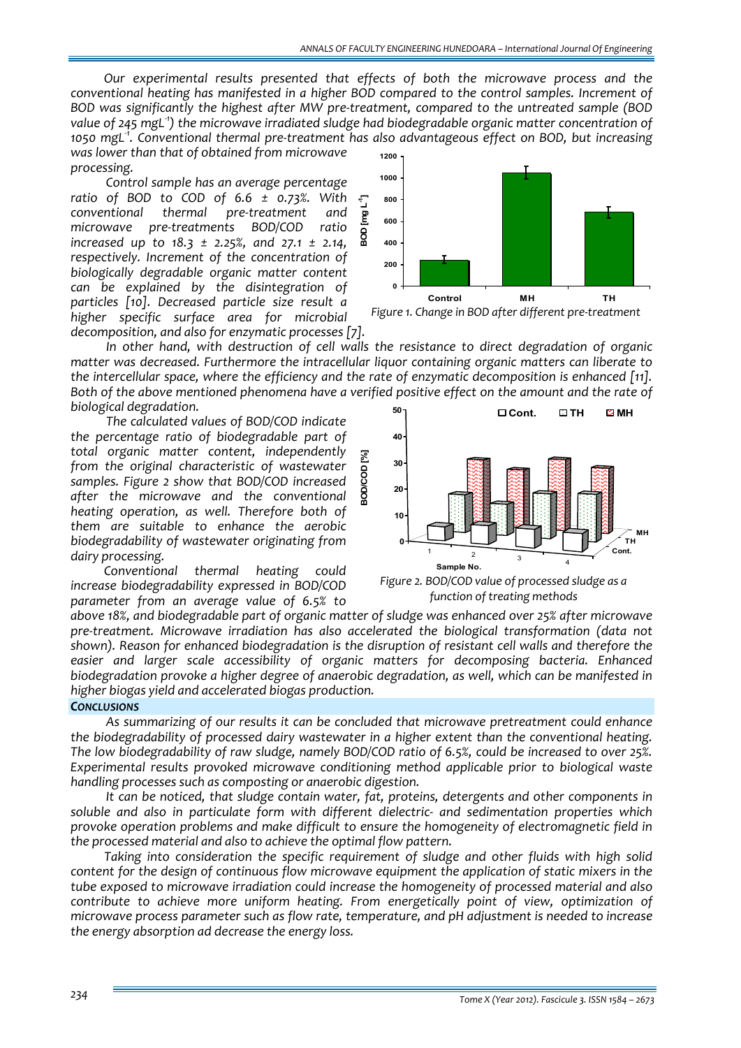Our experimental results presented that effects of both the microwave process and the conventional heating has manifested in a higher BOD compared to the control samples. Increment of BOD was significantly the highest after MW pre-treatment, compared to the untreated sample (BOD value of 245 $mgL^{-1}$) the microwave irradiated sludge had biodegradable organic matter concentration of 1050 $mgL^{-1}$. Conventional thermal pre-treatment has also advantageous effect on BOD, but increasing was lower than that of obtained from microwave processing.

Control sample has an average percentage ratio of BOD to COD of 6.6 ± 0.73%. With conventional thermal pre-treatment and microwave pre-treatments BOD/COD ratio increased up to 18.3 ± 2.25%, and 27.1 ± 2.14, respectively. Increment of the concentration of biologically degradable organic matter content can be explained by the disintegration of particles [10]. Decreased particle size result a higher specific surface area for microbial decomposition, and also for enzymatic processes [7].

Figure 1. Change in BOD after different pre-treatment

In other hand, with destruction of cell walls the resistance to direct degradation of organic matter was decreased. Furthermore the intracellular liquor containing organic matters can liberate to the intercellular space, where the efficiency and the rate of enzymatic decomposition is enhanced [11]. Both of the above mentioned phenomena have a verified positive effect on the amount and the rate of biological degradation.

The calculated values of BOD/COD indicate the percentage ratio of biodegradable part of total organic matter content, independently from the original characteristic of wastewater samples. Figure 2 show that BOD/COD increased after the microwave and the conventional heating operation, as well. Therefore both of them are suitable to enhance the aerobic biodegradability of wastewater originating from dairy processing.

Conventional thermal heating could increase biodegradability expressed in BOD/COD parameter from an average value of 6.5% to above 18%, and biodegradable part of organic matter of sludge was enhanced over 25% after microwave pre-treatment. Microwave irradiation has also accelerated the biological transformation (data not shown). Reason for enhanced biodegradation is the disruption of resistant cell walls and therefore the easier and larger scale accessibility of organic matters for decomposing bacteria. Enhanced biodegradation provoke a higher degree of anaerobic degradation, as well, which can be manifested in higher biogas yield and accelerated biogas production.

Figure 2. BOD/COD value of processed sludge as a function of treating methods

## CONCLUSIONS

As summarizing of our results it can be concluded that microwave pretreatment could enhance the biodegradability of processed dairy wastewater in a higher extent than the conventional heating. The low biodegradability of raw sludge, namely BOD/COD ratio of 6.5%, could be increased to over 25%. Experimental results provoked microwave conditioning method applicable prior to biological waste handling processes such as composting or anaerobic digestion.

It can be noticed, that sludge contain water, fat, proteins, detergents and other components in soluble and also in particulate form with different dielectric- and sedimentation properties which provoke operation problems and make difficult to ensure the homogeneity of electromagnetic field in the processed material and also to achieve the optimal flow pattern.

Taking into consideration the specific requirement of sludge and other fluids with high solid content for the design of continuous flow microwave equipment the application of static mixers in the tube exposed to microwave irradiation could increase the homogeneity of processed material and also contribute to achieve more uniform heating. From energetically point of view, optimization of microwave process parameter such as flow rate, temperature, and pH adjustment is needed to increase the energy absorption ad decrease the energy loss.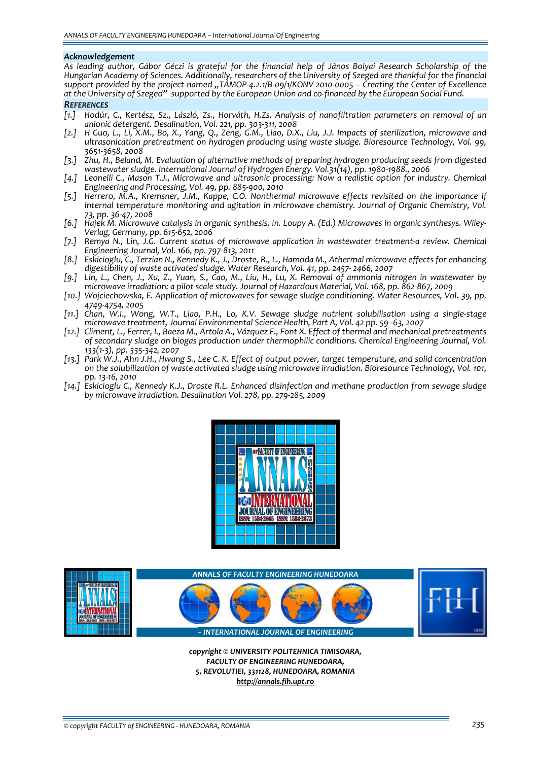### *Acknowledgement*

*As leading author, Gábor Géczi is grateful for the financial help of János Bolyai Research Scholarship of the Hungarian Academy of Sciences. Additionally, researchers of the University of Szeged are thankful for the financial support provided by the project named „TÁMOP-4.2.1/B-09/1/KONV-2010-0005 – Creating the Center of Excellence at the University of Szeged" supported by the European Union and co-financed by the European Social Fund.*

### *REFERENCES*

- [1.] *Hodúr, C., Kertész, Sz., László, Zs., Horváth, H.Zs. Analysis of nanofiltration parameters on removal of an anionic detergent. Desalination, Vol. 221, pp. 303-311, 2008*
- [2.] *H Guo, L., Li, X.M., Bo, X., Yang, Q., Zeng, G.M., Liao, D.X., Liu, J.J. Impacts of sterilization, microwave and ultrasonication pretreatment on hydrogen producing using waste sludge. Bioresource Technology, Vol. 99, 3651-3658, 2008*
- [3.] *Zhu, H., Beland, M. Evaluation of alternative methods of preparing hydrogen producing seeds from digested wastewater sludge. International Journal of Hydrogen Energy. Vol.31(14), pp. 1980-1988., 2006*
- [4.] *Leonelli C., Mason T.J., Microwave and ultrasonic processing: Now a realistic option for industry. Chemical Engineering and Processing, Vol. 49, pp. 885-900, 2010*
- [5.] *Herrero, M.A., Kremsner, J.M., Kappe, C.O. Nonthermal microwave effects revisited on the importance if internal temperature monitoring and agitation in microwave chemistry. Journal of Organic Chemistry, Vol. 73, pp. 36-47, 2008*
- [6.] *Hajek M. Microwave catalysis in organic synthesis, in. Loupy A. (Ed.) Microwaves in organic synthesys. Wiley-Verlag, Germany, pp. 615-652, 2006*
- [7.] *Remya N., Lin, J.G. Current status of microwave application in wastewater treatment-a review. Chemical Engineering Journal, Vol. 166, pp. 797-813, 2011*
- [8.] *Eskicioglu, C., Terzian N., Kennedy K., J., Droste, R., L., Hamoda M., Athermal microwave effects for enhancing digestibility of waste activated sludge. Water Research, Vol. 41, pp. 2457- 2466, 2007*
- [9.] *Lin, L., Chen, J., Xu, Z., Yuan, S., Cao, M., Liu, H., Lu, X. Removal of ammonia nitrogen in wastewater by microwave irradiation: a pilot scale study. Journal of Hazardous Material, Vol. 168, pp. 862-867, 2009*
- [10.] *Wojciechowska, E. Application of microwaves for sewage sludge conditioning. Water Resources, Vol. 39, pp. 4749-4754, 2005*
- [11.] *Chan, W.I., Wong, W.T., Liao, P.H., Lo, K.V. Sewage sludge nutrient solubilisation using a single-stage microwave treatment, Journal Environmental Science Health, Part A, Vol. 42 pp. 59–63, 2007*
- [12.] *Climent, L., Ferrer, I., Baeza M., Artola A., Vázquez F., Font X. Effect of thermal and mechanical pretreatments of secondary sludge on biogas production under thermophilic conditions. Chemical Engineering Journal, Vol. 133(1-3), pp. 335-342, 2007*
- [13.] *Park W.J., Ahn J.H., Hwang S., Lee C. K. Effect of output power, target temperature, and solid concentration on the solubilization of waste activated sludge using microwave irradiation. Bioresource Technology, Vol. 101, pp. 13-16, 2010*
- [14.] *Eskicioglu C., Kennedy K.J., Droste R.L. Enhanced disinfection and methane production from sewage sludge by microwave irradiation. Desalination Vol. 278, pp. 279-285, 2009*

***ANNALS OF FACULTY ENGINEERING HUNEDOARA***

***– INTERNATIONAL JOURNAL OF ENGINEERING***

***copyright © UNIVERSITY POLITEHNICA TIMISOARA,***
***FACULTY OF ENGINEERING HUNEDOARA,***
***5, REVOLUTIEI, 331128, HUNEDOARA, ROMANIA***
***http://annals.fih.upt.ro***